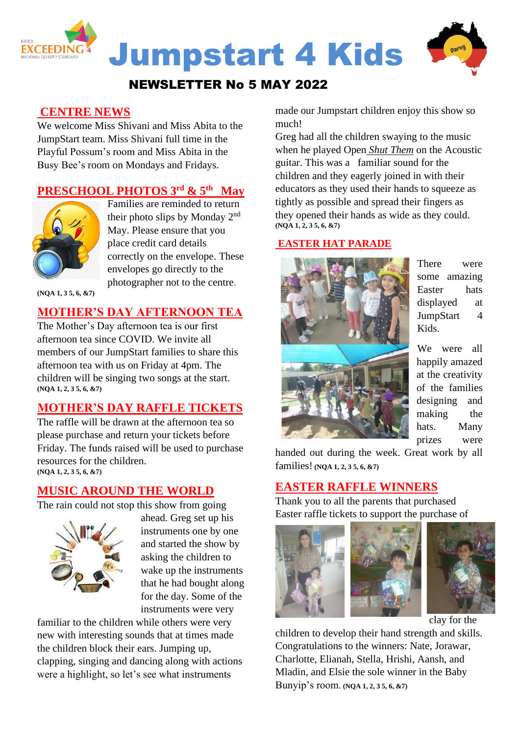RATED EXCEEDING NATIONAL QUALITY STANDARD

# Jumpstart 4 Kids

## NEWSLETTER No 5 MAY 2022

## CENTRE NEWS

We welcome Miss Shivani and Miss Abita to the JumpStart team. Miss Shivani full time in the Playful Possum's room and Miss Abita in the Busy Bee's room on Mondays and Fridays.

## PRESCHOOL PHOTOS 3rd & 5th May

Families are reminded to return their photo slips by Monday 2nd May. Please ensure that you place credit card details correctly on the envelope. These envelopes go directly to the photographer not to the centre.

**(NQA 1, 3 5, 6, &7)**

## MOTHER'S DAY AFTERNOON TEA

The Mother's Day afternoon tea is our first afternoon tea since COVID. We invite all members of our JumpStart families to share this afternoon tea with us on Friday at 4pm. The children will be singing two songs at the start.
**(NQA 1, 2, 3 5, 6, &7)**

## MOTHER'S DAY RAFFLE TICKETS

The raffle will be drawn at the afternoon tea so please purchase and return your tickets before Friday. The funds raised will be used to purchase resources for the children.
**(NQA 1, 2, 3 5, 6, &7)**

## MUSIC AROUND THE WORLD

The rain could not stop this show from going ahead. Greg set up his instruments one by one and started the show by asking the children to wake up the instruments that he had bought along for the day. Some of the instruments were very familiar to the children while others were very new with interesting sounds that at times made the children block their ears. Jumping up, clapping, singing and dancing along with actions were a highlight, so let's see what instruments made our Jumpstart children enjoy this show so much!

Greg had all the children swaying to the music when he played Open *Shut Them* on the Acoustic guitar. This was a familiar sound for the children and they eagerly joined in with their educators as they used their hands to squeeze as tightly as possible and spread their fingers as they opened their hands as wide as they could.
**(NQA 1, 2, 3 5, 6, &7)**

## EASTER HAT PARADE

There were some amazing Easter hats displayed at JumpStart 4 Kids.

We were all happily amazed at the creativity of the families designing and making the hats. Many prizes were handed out during the week. Great work by all families! **(NQA 1, 2, 3 5, 6, &7)**

## EASTER RAFFLE WINNERS

Thank you to all the parents that purchased Easter raffle tickets to support the purchase of clay for the children to develop their hand strength and skills. Congratulations to the winners: Nate, Jorawar, Charlotte, Elianah, Stella, Hrishi, Aansh, and Mladin, and Elsie the sole winner in the Baby Bunyip's room. **(NQA 1, 2, 3 5, 6, &7)**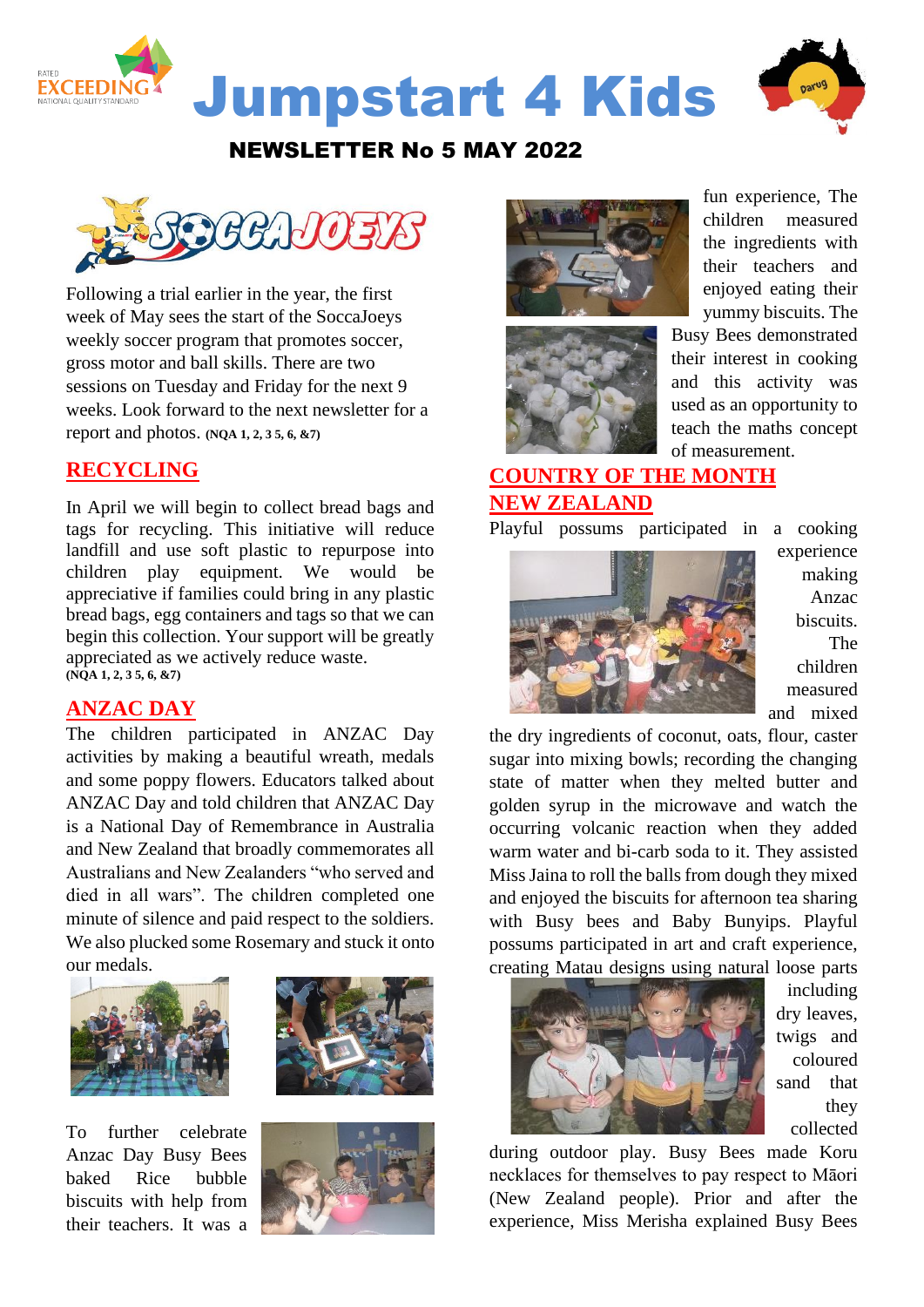# Jumpstart 4 Kids

## NEWSLETTER No 5 MAY 2022

Following a trial earlier in the year, the first week of May sees the start of the SoccaJoeys weekly soccer program that promotes soccer, gross motor and ball skills. There are two sessions on Tuesday and Friday for the next 9 weeks. Look forward to the next newsletter for a report and photos. **(NQA 1, 2, 3 5, 6, &7)**

## RECYCLING

In April we will begin to collect bread bags and tags for recycling. This initiative will reduce landfill and use soft plastic to repurpose into children play equipment. We would be appreciative if families could bring in any plastic bread bags, egg containers and tags so that we can begin this collection. Your support will be greatly appreciated as we actively reduce waste. **(NQA 1, 2, 3 5, 6, &7)**

## ANZAC DAY

The children participated in ANZAC Day activities by making a beautiful wreath, medals and some poppy flowers. Educators talked about ANZAC Day and told children that ANZAC Day is a National Day of Remembrance in Australia and New Zealand that broadly commemorates all Australians and New Zealanders "who served and died in all wars". The children completed one minute of silence and paid respect to the soldiers. We also plucked some Rosemary and stuck it onto our medals.

To further celebrate Anzac Day Busy Bees baked Rice bubble biscuits with help from their teachers. It was a fun experience, The children measured the ingredients with their teachers and enjoyed eating their yummy biscuits. The Busy Bees demonstrated their interest in cooking and this activity was used as an opportunity to teach the maths concept of measurement.

## COUNTRY OF THE MONTH NEW ZEALAND

Playful possums participated in a cooking experience making Anzac biscuits. The children measured and mixed the dry ingredients of coconut, oats, flour, caster sugar into mixing bowls; recording the changing state of matter when they melted butter and golden syrup in the microwave and watch the occurring volcanic reaction when they added warm water and bi-carb soda to it. They assisted Miss Jaina to roll the balls from dough they mixed and enjoyed the biscuits for afternoon tea sharing with Busy bees and Baby Bunyips. Playful possums participated in art and craft experience, creating Matau designs using natural loose parts including dry leaves, twigs and coloured sand that they collected during outdoor play. Busy Bees made Koru necklaces for themselves to pay respect to Māori (New Zealand people). Prior and after the experience, Miss Merisha explained Busy Bees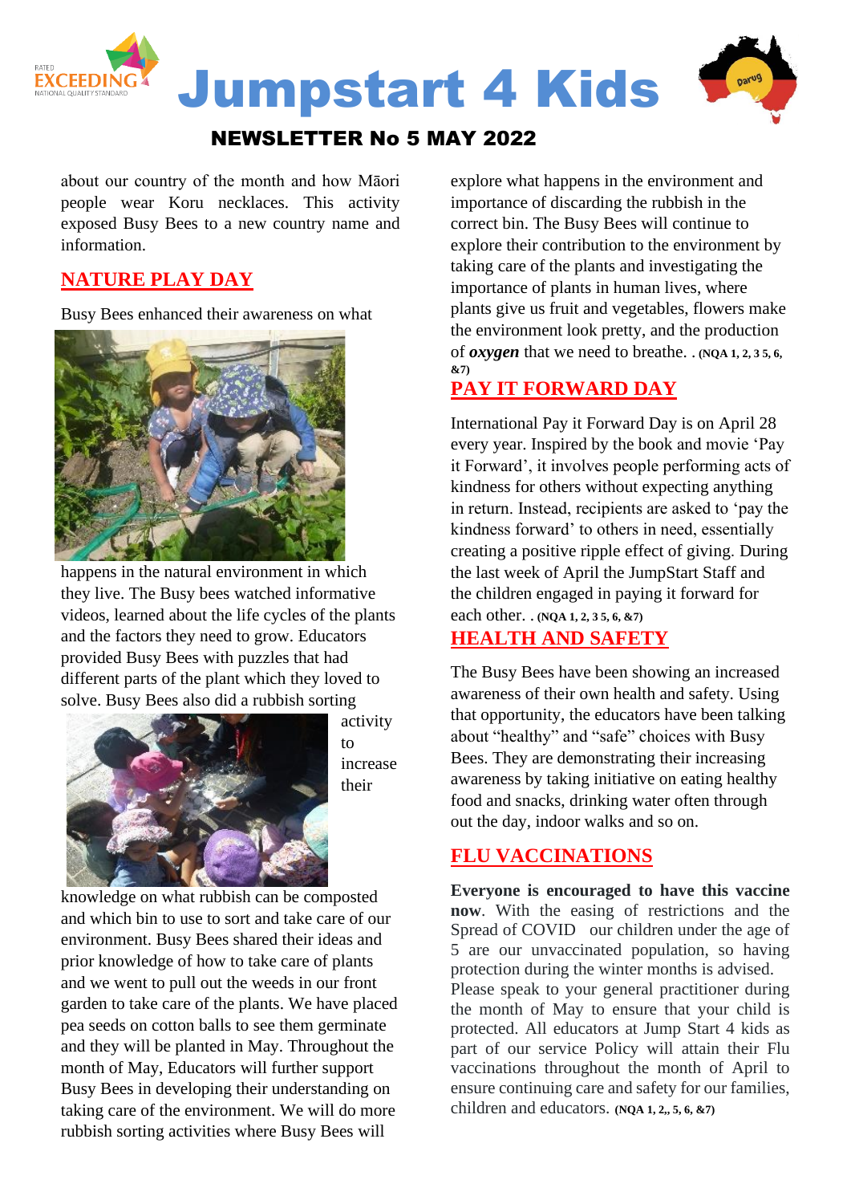# Jumpstart 4 Kids

## NEWSLETTER No 5 MAY 2022

about our country of the month and how Māori people wear Koru necklaces. This activity exposed Busy Bees to a new country name and information.

## NATURE PLAY DAY

Busy Bees enhanced their awareness on what happens in the natural environment in which they live. The Busy bees watched informative videos, learned about the life cycles of the plants and the factors they need to grow. Educators provided Busy Bees with puzzles that had different parts of the plant which they loved to solve. Busy Bees also did a rubbish sorting activity to increase their knowledge on what rubbish can be composted and which bin to use to sort and take care of our environment. Busy Bees shared their ideas and prior knowledge of how to take care of plants and we went to pull out the weeds in our front garden to take care of the plants. We have placed pea seeds on cotton balls to see them germinate and they will be planted in May. Throughout the month of May, Educators will further support Busy Bees in developing their understanding on taking care of the environment. We will do more rubbish sorting activities where Busy Bees will explore what happens in the environment and importance of discarding the rubbish in the correct bin. The Busy Bees will continue to explore their contribution to the environment by taking care of the plants and investigating the importance of plants in human lives, where plants give us fruit and vegetables, flowers make the environment look pretty, and the production of ***oxygen*** that we need to breathe. . **(NQA 1, 2, 3 5, 6, &7)**

## PAY IT FORWARD DAY

International Pay it Forward Day is on April 28 every year. Inspired by the book and movie 'Pay it Forward', it involves people performing acts of kindness for others without expecting anything in return. Instead, recipients are asked to 'pay the kindness forward' to others in need, essentially creating a positive ripple effect of giving. During the last week of April the JumpStart Staff and the children engaged in paying it forward for each other. . **(NQA 1, 2, 3 5, 6, &7)**

## HEALTH AND SAFETY

The Busy Bees have been showing an increased awareness of their own health and safety. Using that opportunity, the educators have been talking about "healthy" and "safe" choices with Busy Bees. They are demonstrating their increasing awareness by taking initiative on eating healthy food and snacks, drinking water often through out the day, indoor walks and so on.

## FLU VACCINATIONS

**Everyone is encouraged to have this vaccine now**. With the easing of restrictions and the Spread of COVID our children under the age of 5 are our unvaccinated population, so having protection during the winter months is advised. Please speak to your general practitioner during the month of May to ensure that your child is protected. All educators at Jump Start 4 kids as part of our service Policy will attain their Flu vaccinations throughout the month of April to ensure continuing care and safety for our families, children and educators. **(NQA 1, 2,, 5, 6, &7)**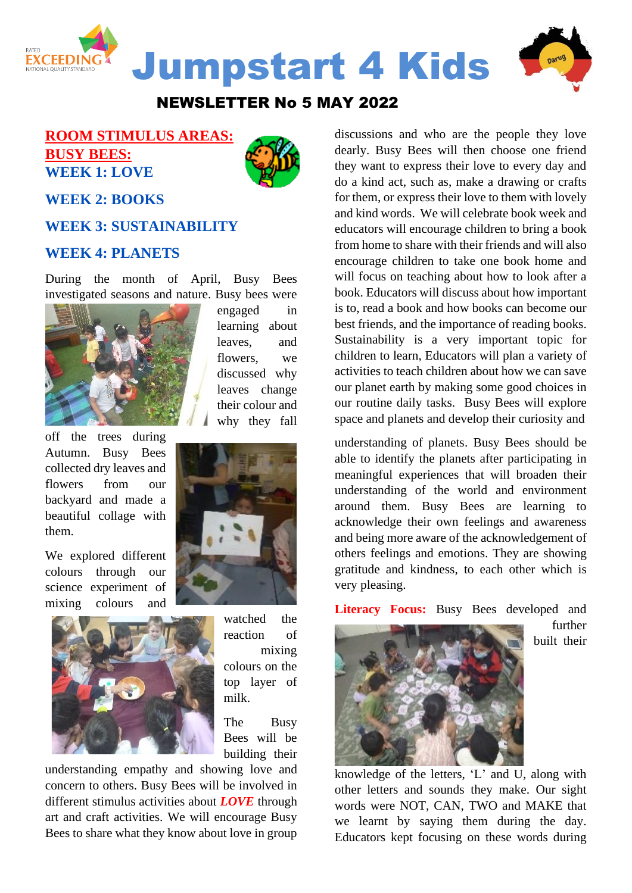# Jumpstart 4 Kids

## NEWSLETTER No 5 MAY 2022

### ROOM STIMULUS AREAS:

### BUSY BEES:

### WEEK 1: LOVE

### WEEK 2: BOOKS

### WEEK 3: SUSTAINABILITY

### WEEK 4: PLANETS

During the month of April, Busy Bees investigated seasons and nature. Busy bees were engaged in learning about leaves, and flowers, we discussed why leaves change their colour and why they fall off the trees during Autumn. Busy Bees collected dry leaves and flowers from our backyard and made a beautiful collage with them.

We explored different colours through our science experiment of mixing colours and watched the reaction of mixing colours on the top layer of milk.

The Busy Bees will be building their understanding empathy and showing love and concern to others. Busy Bees will be involved in different stimulus activities about ***LOVE*** through art and craft activities. We will encourage Busy Bees to share what they know about love in group discussions and who are the people they love dearly. Busy Bees will then choose one friend they want to express their love to every day and do a kind act, such as, make a drawing or crafts for them, or express their love to them with lovely and kind words. We will celebrate book week and educators will encourage children to bring a book from home to share with their friends and will also encourage children to take one book home and will focus on teaching about how to look after a book. Educators will discuss about how important is to, read a book and how books can become our best friends, and the importance of reading books. Sustainability is a very important topic for children to learn, Educators will plan a variety of activities to teach children about how we can save our planet earth by making some good choices in our routine daily tasks. Busy Bees will explore space and planets and develop their curiosity and understanding of planets. Busy Bees should be able to identify the planets after participating in meaningful experiences that will broaden their understanding of the world and environment around them. Busy Bees are learning to acknowledge their own feelings and awareness and being more aware of the acknowledgement of others feelings and emotions. They are showing gratitude and kindness, to each other which is very pleasing.

**Literacy Focus:** Busy Bees developed and further built their knowledge of the letters, 'L' and U, along with other letters and sounds they make. Our sight words were NOT, CAN, TWO and MAKE that we learnt by saying them during the day. Educators kept focusing on these words during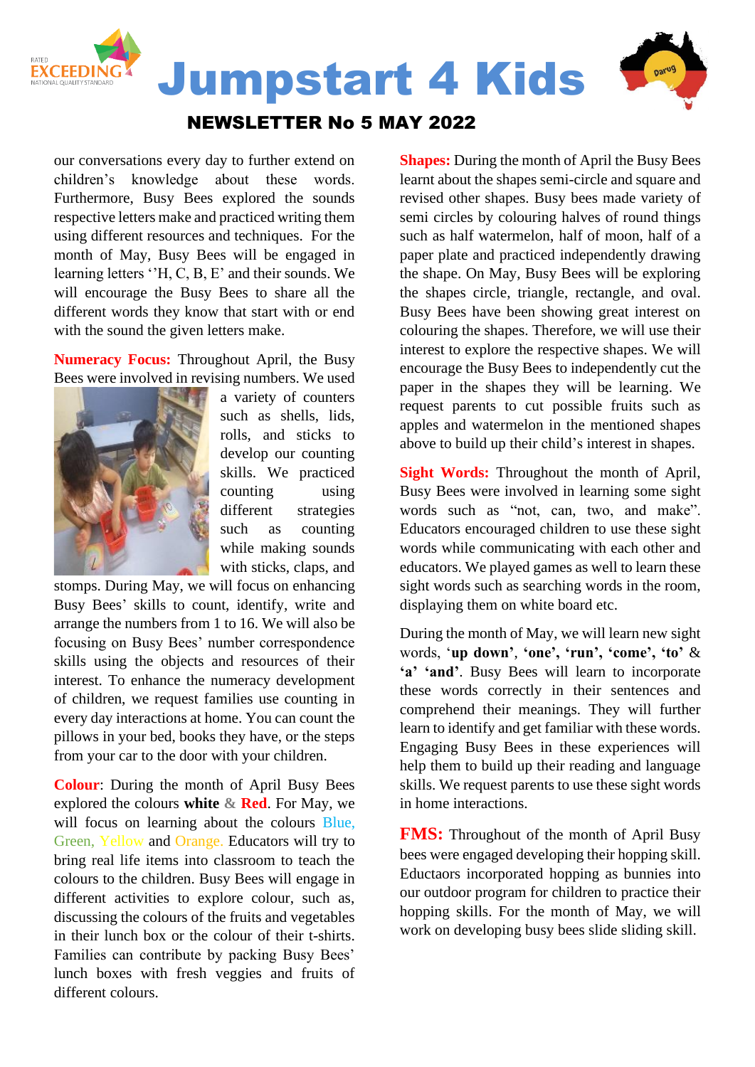# Jumpstart 4 Kids

## NEWSLETTER No 5 MAY 2022

our conversations every day to further extend on children's knowledge about these words. Furthermore, Busy Bees explored the sounds respective letters make and practiced writing them using different resources and techniques. For the month of May, Busy Bees will be engaged in learning letters ''H, C, B, E' and their sounds. We will encourage the Busy Bees to share all the different words they know that start with or end with the sound the given letters make.

**Numeracy Focus:** Throughout April, the Busy Bees were involved in revising numbers. We used a variety of counters such as shells, lids, rolls, and sticks to develop our counting skills. We practiced counting using different strategies such as counting while making sounds with sticks, claps, and stomps. During May, we will focus on enhancing Busy Bees' skills to count, identify, write and arrange the numbers from 1 to 16. We will also be focusing on Busy Bees' number correspondence skills using the objects and resources of their interest. To enhance the numeracy development of children, we request families use counting in every day interactions at home. You can count the pillows in your bed, books they have, or the steps from your car to the door with your children.

**Colour**: During the month of April Busy Bees explored the colours **white** & **Red**. For May, we will focus on learning about the colours Blue, Green, Yellow and Orange. Educators will try to bring real life items into classroom to teach the colours to the children. Busy Bees will engage in different activities to explore colour, such as, discussing the colours of the fruits and vegetables in their lunch box or the colour of their t-shirts. Families can contribute by packing Busy Bees' lunch boxes with fresh veggies and fruits of different colours.

**Shapes:** During the month of April the Busy Bees learnt about the shapes semi-circle and square and revised other shapes. Busy bees made variety of semi circles by colouring halves of round things such as half watermelon, half of moon, half of a paper plate and practiced independently drawing the shape. On May, Busy Bees will be exploring the shapes circle, triangle, rectangle, and oval. Busy Bees have been showing great interest on colouring the shapes. Therefore, we will use their interest to explore the respective shapes. We will encourage the Busy Bees to independently cut the paper in the shapes they will be learning. We request parents to cut possible fruits such as apples and watermelon in the mentioned shapes above to build up their child's interest in shapes.

**Sight Words:** Throughout the month of April, Busy Bees were involved in learning some sight words such as "not, can, two, and make". Educators encouraged children to use these sight words while communicating with each other and educators. We played games as well to learn these sight words such as searching words in the room, displaying them on white board etc.

During the month of May, we will learn new sight words, '**up down'**, **'one'**, **'run'**, **'come'**, **'to'** & **'a' 'and'**. Busy Bees will learn to incorporate these words correctly in their sentences and comprehend their meanings. They will further learn to identify and get familiar with these words. Engaging Busy Bees in these experiences will help them to build up their reading and language skills. We request parents to use these sight words in home interactions.

**FMS:** Throughout of the month of April Busy bees were engaged developing their hopping skill. Eductaors incorporated hopping as bunnies into our outdoor program for children to practice their hopping skills. For the month of May, we will work on developing busy bees slide sliding skill.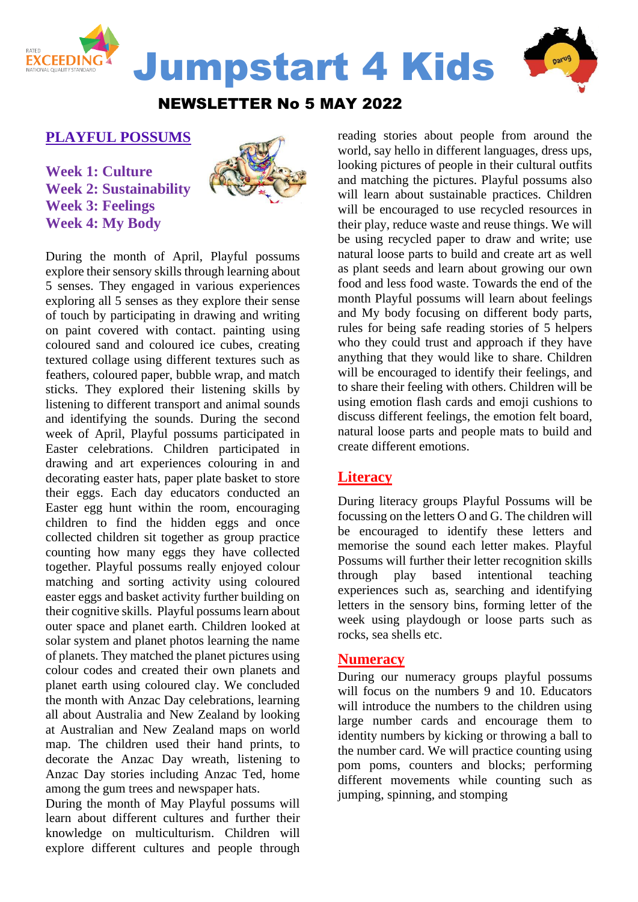# Jumpstart 4 Kids

## NEWSLETTER No 5 MAY 2022

## PLAYFUL POSSUMS

**Week 1: Culture**
**Week 2: Sustainability**
**Week 3: Feelings**
**Week 4: My Body**

During the month of April, Playful possums explore their sensory skills through learning about 5 senses. They engaged in various experiences exploring all 5 senses as they explore their sense of touch by participating in drawing and writing on paint covered with contact. painting using coloured sand and coloured ice cubes, creating textured collage using different textures such as feathers, coloured paper, bubble wrap, and match sticks. They explored their listening skills by listening to different transport and animal sounds and identifying the sounds. During the second week of April, Playful possums participated in Easter celebrations. Children participated in drawing and art experiences colouring in and decorating easter hats, paper plate basket to store their eggs. Each day educators conducted an Easter egg hunt within the room, encouraging children to find the hidden eggs and once collected children sit together as group practice counting how many eggs they have collected together. Playful possums really enjoyed colour matching and sorting activity using coloured easter eggs and basket activity further building on their cognitive skills. Playful possums learn about outer space and planet earth. Children looked at solar system and planet photos learning the name of planets. They matched the planet pictures using colour codes and created their own planets and planet earth using coloured clay. We concluded the month with Anzac Day celebrations, learning all about Australia and New Zealand by looking at Australian and New Zealand maps on world map. The children used their hand prints, to decorate the Anzac Day wreath, listening to Anzac Day stories including Anzac Ted, home among the gum trees and newspaper hats.

During the month of May Playful possums will learn about different cultures and further their knowledge on multiculturism. Children will explore different cultures and people through reading stories about people from around the world, say hello in different languages, dress ups, looking pictures of people in their cultural outfits and matching the pictures. Playful possums also will learn about sustainable practices. Children will be encouraged to use recycled resources in their play, reduce waste and reuse things. We will be using recycled paper to draw and write; use natural loose parts to build and create art as well as plant seeds and learn about growing our own food and less food waste. Towards the end of the month Playful possums will learn about feelings and My body focusing on different body parts, rules for being safe reading stories of 5 helpers who they could trust and approach if they have anything that they would like to share. Children will be encouraged to identify their feelings, and to share their feeling with others. Children will be using emotion flash cards and emoji cushions to discuss different feelings, the emotion felt board, natural loose parts and people mats to build and create different emotions.

## Literacy

During literacy groups Playful Possums will be focussing on the letters O and G. The children will be encouraged to identify these letters and memorise the sound each letter makes. Playful Possums will further their letter recognition skills through play based intentional teaching experiences such as, searching and identifying letters in the sensory bins, forming letter of the week using playdough or loose parts such as rocks, sea shells etc.

## Numeracy

During our numeracy groups playful possums will focus on the numbers 9 and 10. Educators will introduce the numbers to the children using large number cards and encourage them to identity numbers by kicking or throwing a ball to the number card. We will practice counting using pom poms, counters and blocks; performing different movements while counting such as jumping, spinning, and stomping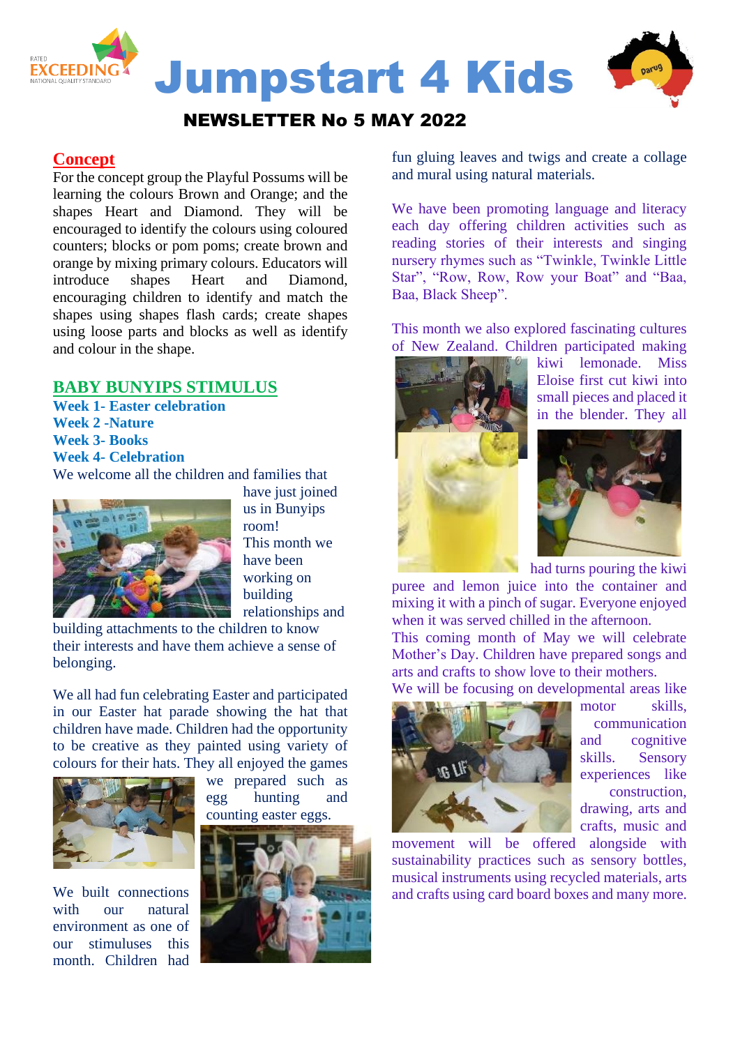# Jumpstart 4 Kids

## NEWSLETTER No 5 MAY 2022

## Concept

For the concept group the Playful Possums will be learning the colours Brown and Orange; and the shapes Heart and Diamond. They will be encouraged to identify the colours using coloured counters; blocks or pom poms; create brown and orange by mixing primary colours. Educators will introduce shapes Heart and Diamond, encouraging children to identify and match the shapes using shapes flash cards; create shapes using loose parts and blocks as well as identify and colour in the shape.

## BABY BUNYIPS STIMULUS

**Week 1- Easter celebration**
**Week 2 -Nature**
**Week 3- Books**
**Week 4- Celebration**

We welcome all the children and families that have just joined us in Bunyips room!

This month we have been working on building relationships and building attachments to the children to know their interests and have them achieve a sense of belonging.

We all had fun celebrating Easter and participated in our Easter hat parade showing the hat that children have made. Children had the opportunity to be creative as they painted using variety of colours for their hats. They all enjoyed the games we prepared such as egg hunting and counting easter eggs.

We built connections with our natural environment as one of our stimuluses this month. Children had fun gluing leaves and twigs and create a collage and mural using natural materials.

We have been promoting language and literacy each day offering children activities such as reading stories of their interests and singing nursery rhymes such as "Twinkle, Twinkle Little Star", "Row, Row, Row your Boat" and "Baa, Baa, Black Sheep".

This month we also explored fascinating cultures of New Zealand. Children participated making kiwi lemonade. Miss Eloise first cut kiwi into small pieces and placed it in the blender. They all had turns pouring the kiwi puree and lemon juice into the container and mixing it with a pinch of sugar. Everyone enjoyed when it was served chilled in the afternoon.

This coming month of May we will celebrate Mother's Day. Children have prepared songs and arts and crafts to show love to their mothers.

We will be focusing on developmental areas like motor skills, communication and cognitive skills. Sensory experiences like construction, drawing, arts and crafts, music and movement will be offered alongside with sustainability practices such as sensory bottles, musical instruments using recycled materials, arts and crafts using card board boxes and many more.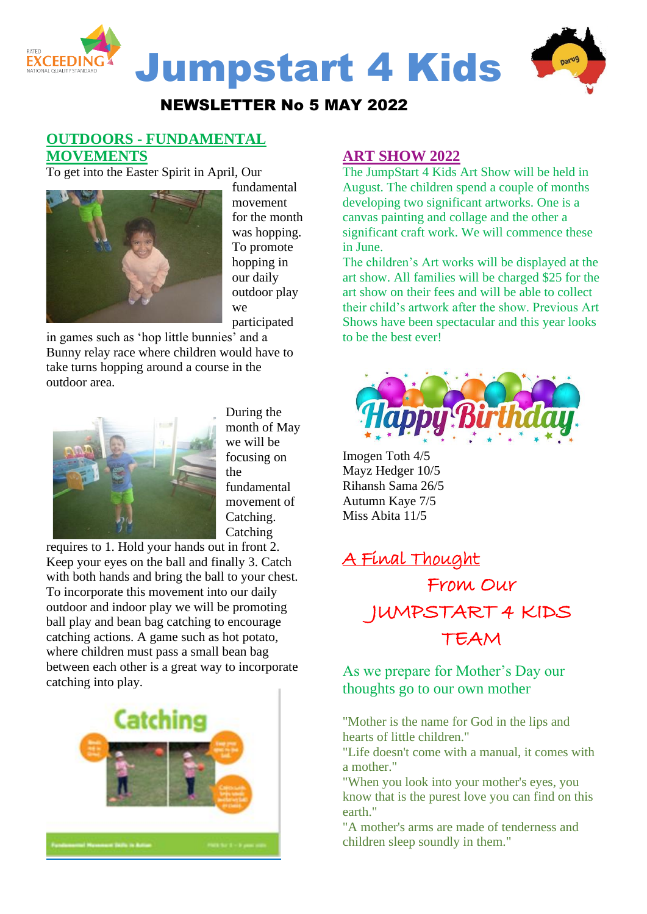# Jumpstart 4 Kids

## NEWSLETTER No 5 MAY 2022

## OUTDOORS - FUNDAMENTAL MOVEMENTS

To get into the Easter Spirit in April, Our fundamental movement for the month was hopping. To promote hopping in our daily outdoor play we participated in games such as 'hop little bunnies' and a Bunny relay race where children would have to take turns hopping around a course in the outdoor area.

During the month of May we will be focusing on the fundamental movement of Catching. Catching requires to 1. Hold your hands out in front 2. Keep your eyes on the ball and finally 3. Catch with both hands and bring the ball to your chest. To incorporate this movement into our daily outdoor and indoor play we will be promoting ball play and bean bag catching to encourage catching actions. A game such as hot potato, where children must pass a small bean bag between each other is a great way to incorporate catching into play.

## ART SHOW 2022

The JumpStart 4 Kids Art Show will be held in August. The children spend a couple of months developing two significant artworks. One is a canvas painting and collage and the other a significant craft work. We will commence these in June.

The children's Art works will be displayed at the art show. All families will be charged $25 for the art show on their fees and will be able to collect their child's artwork after the show. Previous Art Shows have been spectacular and this year looks to be the best ever!

Happy Birthday

Imogen Toth 4/5
Mayz Hedger 10/5
Rihansh Sama 26/5
Autumn Kaye 7/5
Miss Abita 11/5

## A Final Thought From Our JUMPSTART 4 KIDS TEAM

As we prepare for Mother's Day our thoughts go to our own mother

"Mother is the name for God in the lips and hearts of little children."
"Life doesn't come with a manual, it comes with a mother."
"When you look into your mother's eyes, you know that is the purest love you can find on this earth."
"A mother's arms are made of tenderness and children sleep soundly in them."